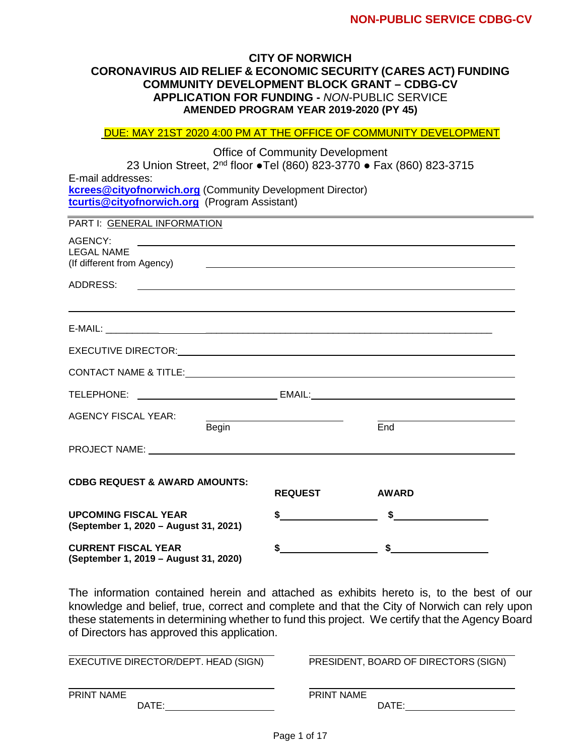**NON-PUBLIC SERVICE CDBG-CV**

# CITY OF NORWICH
## CORONAVIRUS AID RELIEF & ECONOMIC SECURITY (CARES ACT) FUNDING
## COMMUNITY DEVELOPMENT BLOCK GRANT – CDBG-CV
## APPLICATION FOR FUNDING - *NON*-PUBLIC SERVICE
### AMENDED PROGRAM YEAR 2019-2020 (PY 45)

DUE: MAY 21ST 2020 4:00 PM AT THE OFFICE OF COMMUNITY DEVELOPMENT

Office of Community Development
23 Union Street, 2nd floor ●Tel (860) 823-3770 ● Fax (860) 823-3715

E-mail addresses:
**kcrees@cityofnorwich.org** (Community Development Director)
**tcurtis@cityofnorwich.org** (Program Assistant)

PART I: GENERAL INFORMATION

AGENCY: ____________________

LEGAL NAME
(If different from Agency) ____________________

ADDRESS: ____________________

____________________

E-MAIL: ____________________

EXECUTIVE DIRECTOR: ____________________

CONTACT NAME & TITLE: ____________________

TELEPHONE: ____________________ EMAIL: ____________________

AGENCY FISCAL YEAR: ____________________ Begin ____________________ End

PROJECT NAME: ____________________

| **CDBG REQUEST & AWARD AMOUNTS:** | **REQUEST** | **AWARD** |
|---|---|---|
| **UPCOMING FISCAL YEAR (September 1, 2020 – August 31, 2021)** | **$**____________ | **$**____________ |
| **CURRENT FISCAL YEAR (September 1, 2019 – August 31, 2020)** | **$**____________ | **$**____________ |

The information contained herein and attached as exhibits hereto is, to the best of our knowledge and belief, true, correct and complete and that the City of Norwich can rely upon these statements in determining whether to fund this project. We certify that the Agency Board of Directors has approved this application.

____________________
EXECUTIVE DIRECTOR/DEPT. HEAD (SIGN)

____________________
PRINT NAME

DATE: ____________________

____________________
PRESIDENT, BOARD OF DIRECTORS (SIGN)

____________________
PRINT NAME

DATE: ____________________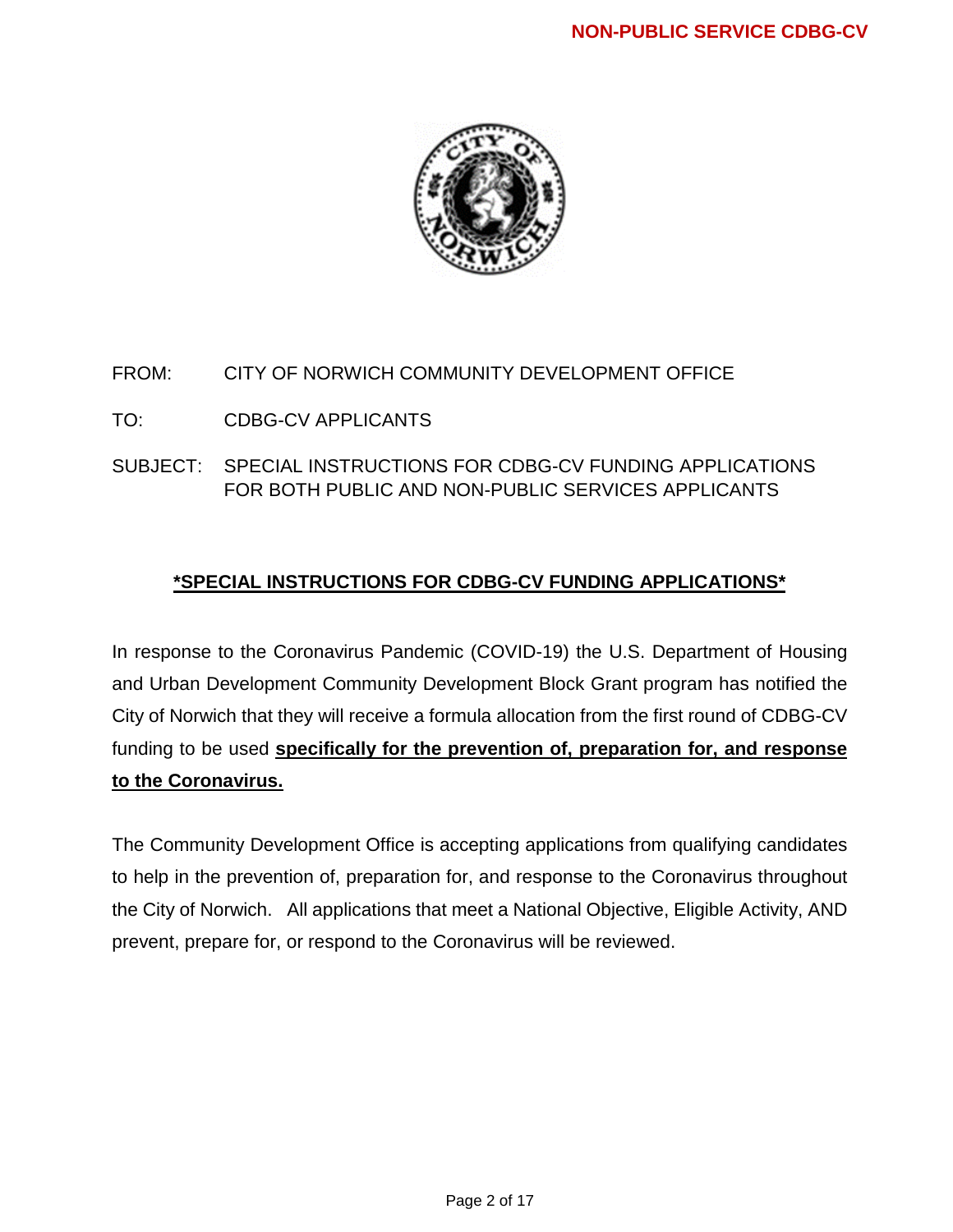FROM: CITY OF NORWICH COMMUNITY DEVELOPMENT OFFICE

TO: CDBG-CV APPLICANTS

SUBJECT: SPECIAL INSTRUCTIONS FOR CDBG-CV FUNDING APPLICATIONS FOR BOTH PUBLIC AND NON-PUBLIC SERVICES APPLICANTS

## ***SPECIAL INSTRUCTIONS FOR CDBG-CV FUNDING APPLICATIONS***

In response to the Coronavirus Pandemic (COVID-19) the U.S. Department of Housing and Urban Development Community Development Block Grant program has notified the City of Norwich that they will receive a formula allocation from the first round of CDBG-CV funding to be used **specifically for the prevention of, preparation for, and response to the Coronavirus.**

The Community Development Office is accepting applications from qualifying candidates to help in the prevention of, preparation for, and response to the Coronavirus throughout the City of Norwich. All applications that meet a National Objective, Eligible Activity, AND prevent, prepare for, or respond to the Coronavirus will be reviewed.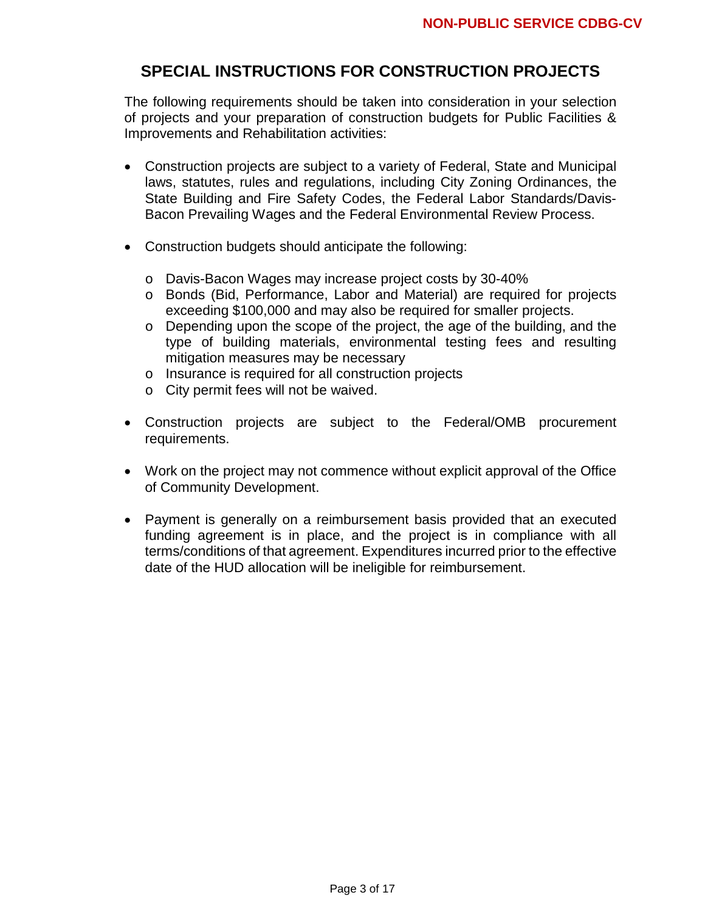## SPECIAL INSTRUCTIONS FOR CONSTRUCTION PROJECTS

The following requirements should be taken into consideration in your selection of projects and your preparation of construction budgets for Public Facilities & Improvements and Rehabilitation activities:

- Construction projects are subject to a variety of Federal, State and Municipal laws, statutes, rules and regulations, including City Zoning Ordinances, the State Building and Fire Safety Codes, the Federal Labor Standards/Davis-Bacon Prevailing Wages and the Federal Environmental Review Process.

- Construction budgets should anticipate the following:

  - Davis-Bacon Wages may increase project costs by 30-40%
  - Bonds (Bid, Performance, Labor and Material) are required for projects exceeding $100,000 and may also be required for smaller projects.
  - Depending upon the scope of the project, the age of the building, and the type of building materials, environmental testing fees and resulting mitigation measures may be necessary
  - Insurance is required for all construction projects
  - City permit fees will not be waived.

- Construction projects are subject to the Federal/OMB procurement requirements.

- Work on the project may not commence without explicit approval of the Office of Community Development.

- Payment is generally on a reimbursement basis provided that an executed funding agreement is in place, and the project is in compliance with all terms/conditions of that agreement. Expenditures incurred prior to the effective date of the HUD allocation will be ineligible for reimbursement.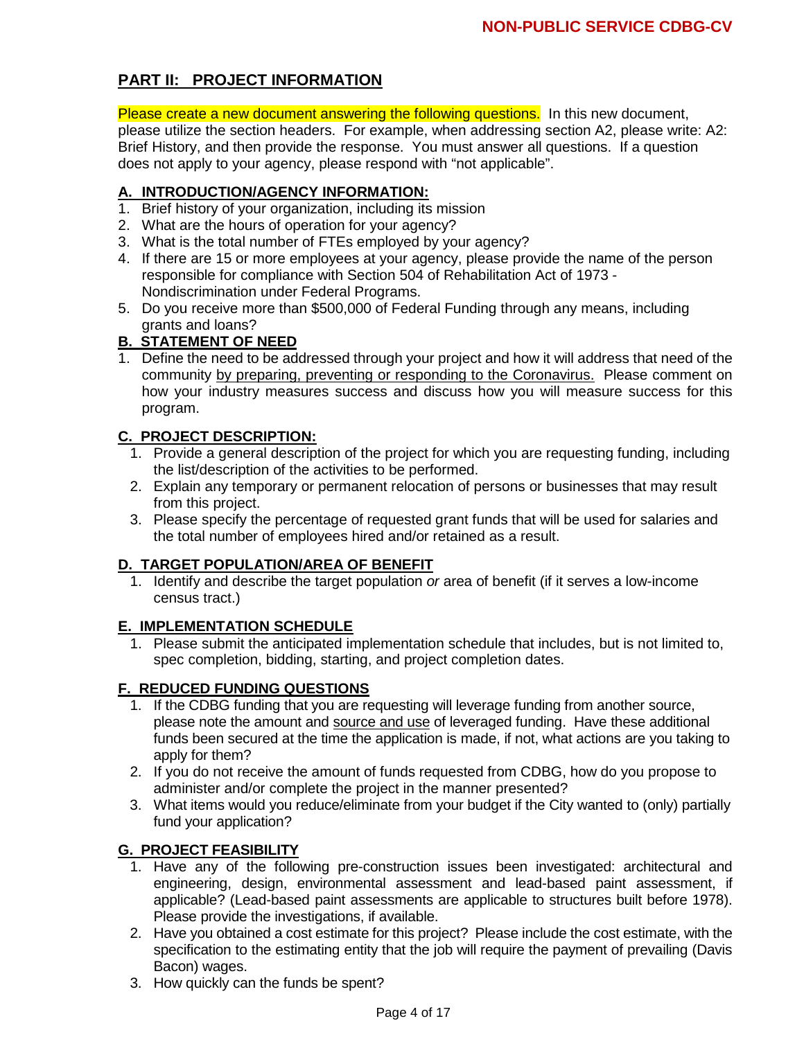## PART II: PROJECT INFORMATION

Please create a new document answering the following questions. In this new document, please utilize the section headers. For example, when addressing section A2, please write: A2: Brief History, and then provide the response. You must answer all questions. If a question does not apply to your agency, please respond with "not applicable".

### A. INTRODUCTION/AGENCY INFORMATION:

1. Brief history of your organization, including its mission
2. What are the hours of operation for your agency?
3. What is the total number of FTEs employed by your agency?
4. If there are 15 or more employees at your agency, please provide the name of the person responsible for compliance with Section 504 of Rehabilitation Act of 1973 - Nondiscrimination under Federal Programs.
5. Do you receive more than $500,000 of Federal Funding through any means, including grants and loans?

### B. STATEMENT OF NEED

1. Define the need to be addressed through your project and how it will address that need of the community by preparing, preventing or responding to the Coronavirus. Please comment on how your industry measures success and discuss how you will measure success for this program.

### C. PROJECT DESCRIPTION:

1. Provide a general description of the project for which you are requesting funding, including the list/description of the activities to be performed.
2. Explain any temporary or permanent relocation of persons or businesses that may result from this project.
3. Please specify the percentage of requested grant funds that will be used for salaries and the total number of employees hired and/or retained as a result.

### D. TARGET POPULATION/AREA OF BENEFIT

1. Identify and describe the target population *or* area of benefit (if it serves a low-income census tract.)

### E. IMPLEMENTATION SCHEDULE

1. Please submit the anticipated implementation schedule that includes, but is not limited to, spec completion, bidding, starting, and project completion dates.

### F. REDUCED FUNDING QUESTIONS

1. If the CDBG funding that you are requesting will leverage funding from another source, please note the amount and source and use of leveraged funding. Have these additional funds been secured at the time the application is made, if not, what actions are you taking to apply for them?
2. If you do not receive the amount of funds requested from CDBG, how do you propose to administer and/or complete the project in the manner presented?
3. What items would you reduce/eliminate from your budget if the City wanted to (only) partially fund your application?

### G. PROJECT FEASIBILITY

1. Have any of the following pre-construction issues been investigated: architectural and engineering, design, environmental assessment and lead-based paint assessment, if applicable? (Lead-based paint assessments are applicable to structures built before 1978). Please provide the investigations, if available.
2. Have you obtained a cost estimate for this project? Please include the cost estimate, with the specification to the estimating entity that the job will require the payment of prevailing (Davis Bacon) wages.
3. How quickly can the funds be spent?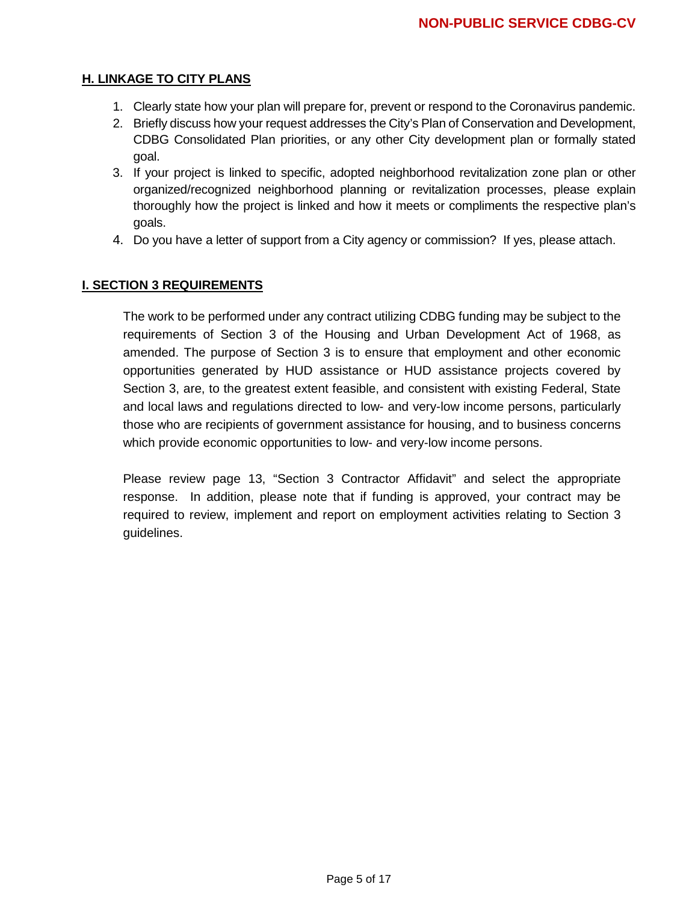## H. LINKAGE TO CITY PLANS

1. Clearly state how your plan will prepare for, prevent or respond to the Coronavirus pandemic.
2. Briefly discuss how your request addresses the City's Plan of Conservation and Development, CDBG Consolidated Plan priorities, or any other City development plan or formally stated goal.
3. If your project is linked to specific, adopted neighborhood revitalization zone plan or other organized/recognized neighborhood planning or revitalization processes, please explain thoroughly how the project is linked and how it meets or compliments the respective plan's goals.
4. Do you have a letter of support from a City agency or commission? If yes, please attach.

## I. SECTION 3 REQUIREMENTS

The work to be performed under any contract utilizing CDBG funding may be subject to the requirements of Section 3 of the Housing and Urban Development Act of 1968, as amended. The purpose of Section 3 is to ensure that employment and other economic opportunities generated by HUD assistance or HUD assistance projects covered by Section 3, are, to the greatest extent feasible, and consistent with existing Federal, State and local laws and regulations directed to low- and very-low income persons, particularly those who are recipients of government assistance for housing, and to business concerns which provide economic opportunities to low- and very-low income persons.

Please review page 13, "Section 3 Contractor Affidavit" and select the appropriate response. In addition, please note that if funding is approved, your contract may be required to review, implement and report on employment activities relating to Section 3 guidelines.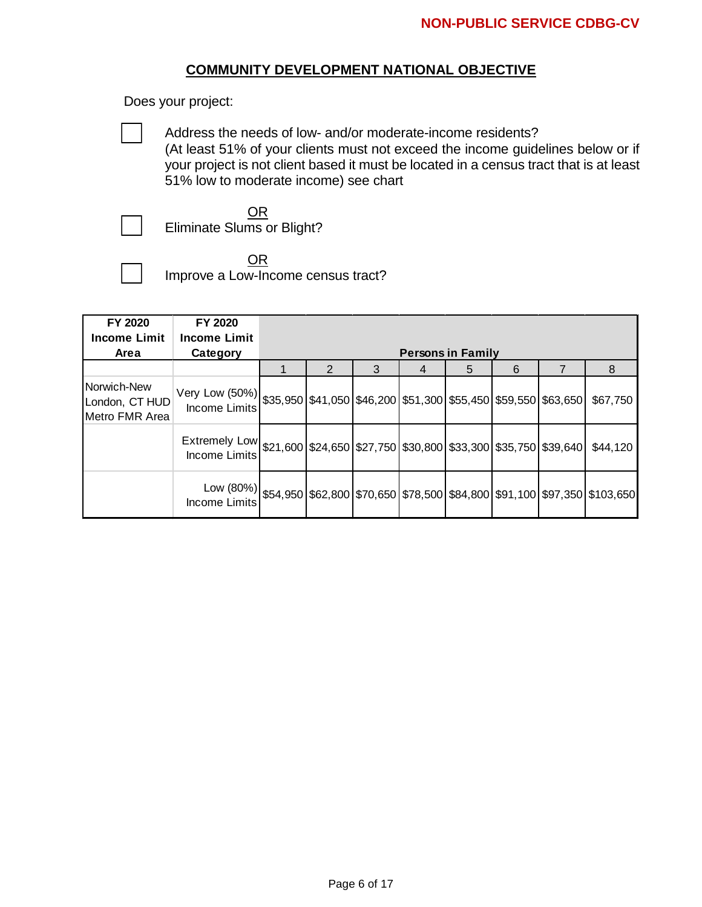**NON-PUBLIC SERVICE CDBG-CV**

## COMMUNITY DEVELOPMENT NATIONAL OBJECTIVE

Does your project:

☐ Address the needs of low- and/or moderate-income residents?
(At least 51% of your clients must not exceed the income guidelines below or if your project is not client based it must be located in a census tract that is at least 51% low to moderate income) see chart

OR

☐ Eliminate Slums or Blight?

OR

☐ Improve a Low-Income census tract?

| FY 2020 Income Limit Area | FY 2020 Income Limit Category | Persons in Family | | | | | | | |
|---|---|---|---|---|---|---|---|---|---|
| | | 1 | 2 | 3 | 4 | 5 | 6 | 7 | 8 |
| Norwich-New London, CT HUD Metro FMR Area | Very Low (50%) Income Limits | $35,950 | $41,050 | $46,200 | $51,300 | $55,450 | $59,550 | $63,650 | $67,750 |
| | Extremely Low Income Limits | $21,600 | $24,650 | $27,750 | $30,800 | $33,300 | $35,750 | $39,640 | $44,120 |
| | Low (80%) Income Limits | $54,950 | $62,800 | $70,650 | $78,500 | $84,800 | $91,100 | $97,350 | $103,650 |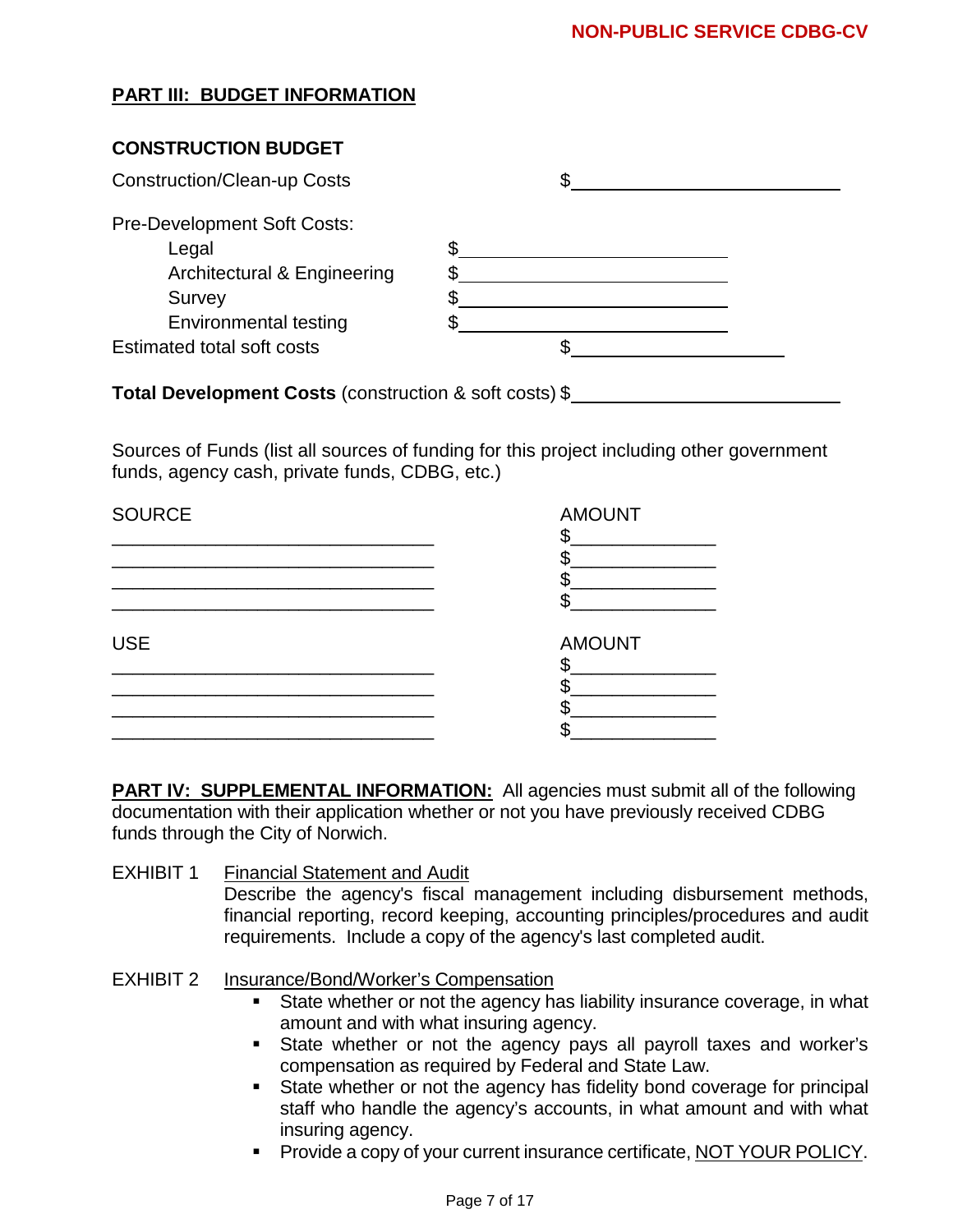## PART III: BUDGET INFORMATION

### CONSTRUCTION BUDGET

Construction/Clean-up Costs $______________________

Pre-Development Soft Costs:

- Legal $______________________
- Architectural & Engineering $______________________
- Survey $______________________
- Environmental testing $______________________

Estimated total soft costs $______________________

**Total Development Costs** (construction & soft costs) $______________________

Sources of Funds (list all sources of funding for this project including other government funds, agency cash, private funds, CDBG, etc.)

| SOURCE | AMOUNT |
|---|---|
| ______________________________ | $______________ |
| ______________________________ | $______________ |
| ______________________________ | $______________ |
| ______________________________ | $______________ |

| USE | AMOUNT |
|---|---|
| ______________________________ | $______________ |
| ______________________________ | $______________ |
| ______________________________ | $______________ |
| ______________________________ | $______________ |

**PART IV: SUPPLEMENTAL INFORMATION:** All agencies must submit all of the following documentation with their application whether or not you have previously received CDBG funds through the City of Norwich.

EXHIBIT 1 Financial Statement and Audit

Describe the agency's fiscal management including disbursement methods, financial reporting, record keeping, accounting principles/procedures and audit requirements. Include a copy of the agency's last completed audit.

EXHIBIT 2 Insurance/Bond/Worker's Compensation

- State whether or not the agency has liability insurance coverage, in what amount and with what insuring agency.
- State whether or not the agency pays all payroll taxes and worker's compensation as required by Federal and State Law.
- State whether or not the agency has fidelity bond coverage for principal staff who handle the agency's accounts, in what amount and with what insuring agency.
- Provide a copy of your current insurance certificate, NOT YOUR POLICY.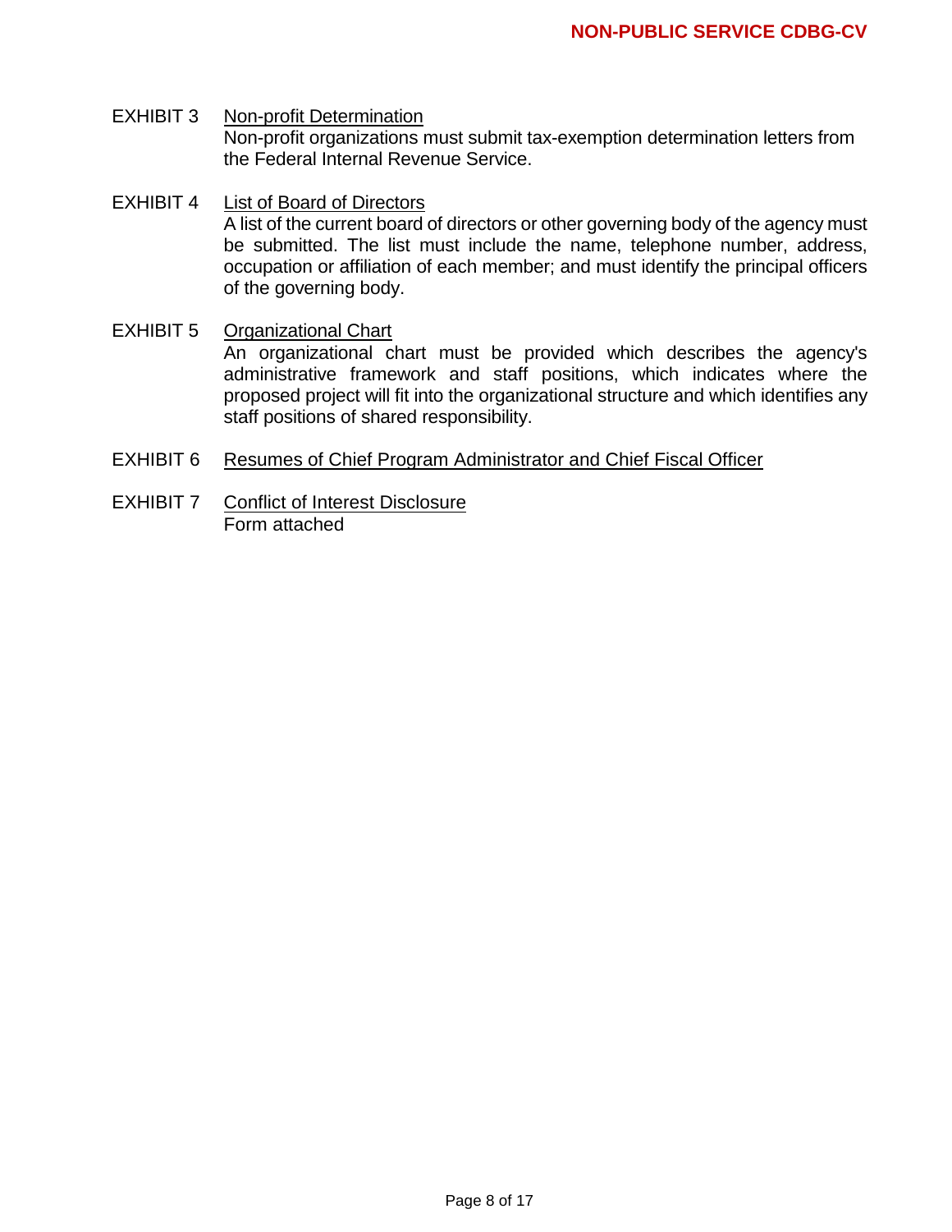**EXHIBIT 3** Non-profit Determination

Non-profit organizations must submit tax-exemption determination letters from the Federal Internal Revenue Service.

**EXHIBIT 4** List of Board of Directors

A list of the current board of directors or other governing body of the agency must be submitted. The list must include the name, telephone number, address, occupation or affiliation of each member; and must identify the principal officers of the governing body.

**EXHIBIT 5** Organizational Chart

An organizational chart must be provided which describes the agency's administrative framework and staff positions, which indicates where the proposed project will fit into the organizational structure and which identifies any staff positions of shared responsibility.

**EXHIBIT 6** Resumes of Chief Program Administrator and Chief Fiscal Officer

**EXHIBIT 7** Conflict of Interest Disclosure

Form attached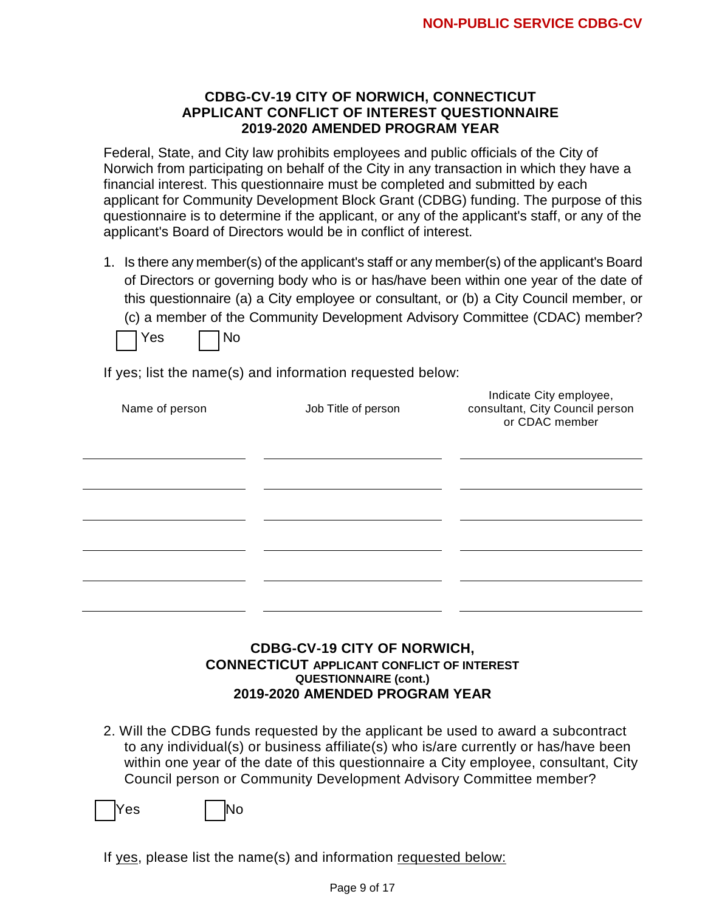**NON-PUBLIC SERVICE CDBG-CV**

## CDBG-CV-19 CITY OF NORWICH, CONNECTICUT APPLICANT CONFLICT OF INTEREST QUESTIONNAIRE 2019-2020 AMENDED PROGRAM YEAR

Federal, State, and City law prohibits employees and public officials of the City of Norwich from participating on behalf of the City in any transaction in which they have a financial interest. This questionnaire must be completed and submitted by each applicant for Community Development Block Grant (CDBG) funding. The purpose of this questionnaire is to determine if the applicant, or any of the applicant's staff, or any of the applicant's Board of Directors would be in conflict of interest.

1. Is there any member(s) of the applicant's staff or any member(s) of the applicant's Board of Directors or governing body who is or has/have been within one year of the date of this questionnaire (a) a City employee or consultant, or (b) a City Council member, or (c) a member of the Community Development Advisory Committee (CDAC) member?

☐ Yes ☐ No

If yes; list the name(s) and information requested below:

| Name of person | Job Title of person | Indicate City employee, consultant, City Council person or CDAC member |
|---|---|---|
| | | |
| | | |
| | | |
| | | |
| | | |
| | | |

## CDBG-CV-19 CITY OF NORWICH, CONNECTICUT APPLICANT CONFLICT OF INTEREST QUESTIONNAIRE (cont.) 2019-2020 AMENDED PROGRAM YEAR

2. Will the CDBG funds requested by the applicant be used to award a subcontract to any individual(s) or business affiliate(s) who is/are currently or has/have been within one year of the date of this questionnaire a City employee, consultant, City Council person or Community Development Advisory Committee member?

☐ Yes ☐ No

If yes, please list the name(s) and information requested below: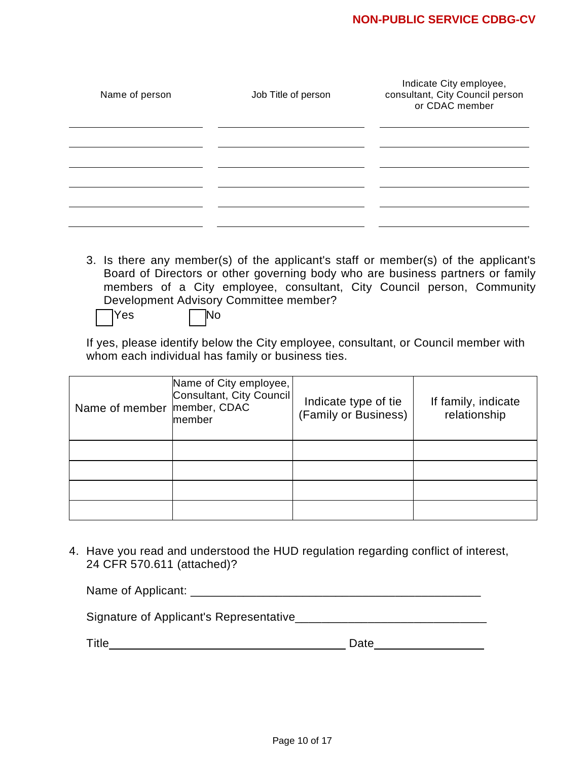| Name of person | Job Title of person | Indicate City employee, consultant, City Council person or CDAC member |
|---|---|---|
| | | |
| | | |
| | | |
| | | |
| | | |
| | | |

3. Is there any member(s) of the applicant's staff or member(s) of the applicant's Board of Directors or other governing body who are business partners or family members of a City employee, consultant, City Council person, Community Development Advisory Committee member?

☐ Yes ☐ No

If yes, please identify below the City employee, consultant, or Council member with whom each individual has family or business ties.

| Name of member | Name of City employee, Consultant, City Council member, CDAC member | Indicate type of tie (Family or Business) | If family, indicate relationship |
|---|---|---|---|
| | | | |
| | | | |
| | | | |
| | | | |

4. Have you read and understood the HUD regulation regarding conflict of interest, 24 CFR 570.611 (attached)?

Name of Applicant: ____________________________________________

Signature of Applicant's Representative____________________________

Title____________________________________ Date________________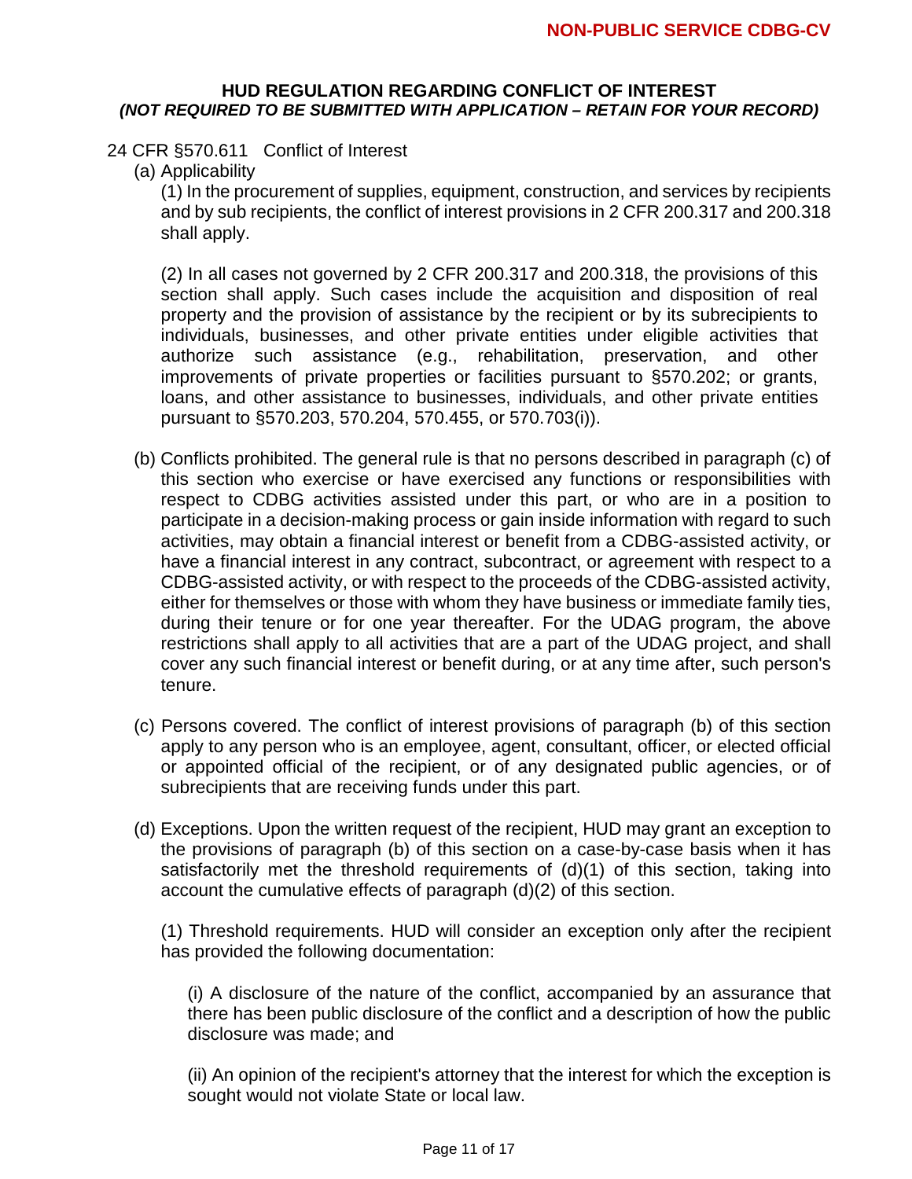**NON-PUBLIC SERVICE CDBG-CV**

## HUD REGULATION REGARDING CONFLICT OF INTEREST
***(NOT REQUIRED TO BE SUBMITTED WITH APPLICATION – RETAIN FOR YOUR RECORD)***

24 CFR §570.611 Conflict of Interest

(a) Applicability

(1) In the procurement of supplies, equipment, construction, and services by recipients and by sub recipients, the conflict of interest provisions in 2 CFR 200.317 and 200.318 shall apply.

(2) In all cases not governed by 2 CFR 200.317 and 200.318, the provisions of this section shall apply. Such cases include the acquisition and disposition of real property and the provision of assistance by the recipient or by its subrecipients to individuals, businesses, and other private entities under eligible activities that authorize such assistance (e.g., rehabilitation, preservation, and other improvements of private properties or facilities pursuant to §570.202; or grants, loans, and other assistance to businesses, individuals, and other private entities pursuant to §570.203, 570.204, 570.455, or 570.703(i)).

(b) Conflicts prohibited. The general rule is that no persons described in paragraph (c) of this section who exercise or have exercised any functions or responsibilities with respect to CDBG activities assisted under this part, or who are in a position to participate in a decision-making process or gain inside information with regard to such activities, may obtain a financial interest or benefit from a CDBG-assisted activity, or have a financial interest in any contract, subcontract, or agreement with respect to a CDBG-assisted activity, or with respect to the proceeds of the CDBG-assisted activity, either for themselves or those with whom they have business or immediate family ties, during their tenure or for one year thereafter. For the UDAG program, the above restrictions shall apply to all activities that are a part of the UDAG project, and shall cover any such financial interest or benefit during, or at any time after, such person's tenure.

(c) Persons covered. The conflict of interest provisions of paragraph (b) of this section apply to any person who is an employee, agent, consultant, officer, or elected official or appointed official of the recipient, or of any designated public agencies, or of subrecipients that are receiving funds under this part.

(d) Exceptions. Upon the written request of the recipient, HUD may grant an exception to the provisions of paragraph (b) of this section on a case-by-case basis when it has satisfactorily met the threshold requirements of (d)(1) of this section, taking into account the cumulative effects of paragraph (d)(2) of this section.

(1) Threshold requirements. HUD will consider an exception only after the recipient has provided the following documentation:

(i) A disclosure of the nature of the conflict, accompanied by an assurance that there has been public disclosure of the conflict and a description of how the public disclosure was made; and

(ii) An opinion of the recipient's attorney that the interest for which the exception is sought would not violate State or local law.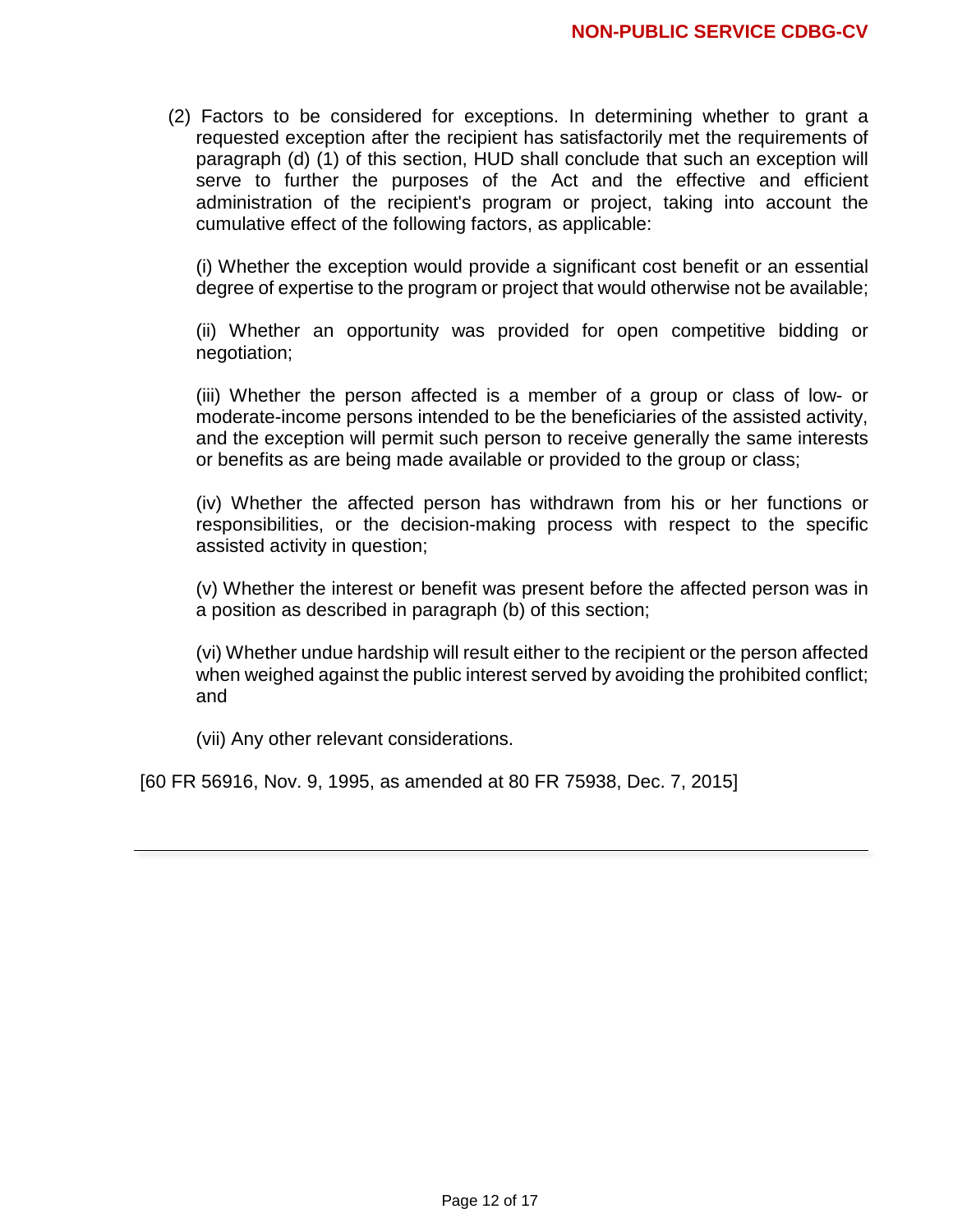(2) Factors to be considered for exceptions. In determining whether to grant a requested exception after the recipient has satisfactorily met the requirements of paragraph (d) (1) of this section, HUD shall conclude that such an exception will serve to further the purposes of the Act and the effective and efficient administration of the recipient's program or project, taking into account the cumulative effect of the following factors, as applicable:

(i) Whether the exception would provide a significant cost benefit or an essential degree of expertise to the program or project that would otherwise not be available;

(ii) Whether an opportunity was provided for open competitive bidding or negotiation;

(iii) Whether the person affected is a member of a group or class of low- or moderate-income persons intended to be the beneficiaries of the assisted activity, and the exception will permit such person to receive generally the same interests or benefits as are being made available or provided to the group or class;

(iv) Whether the affected person has withdrawn from his or her functions or responsibilities, or the decision-making process with respect to the specific assisted activity in question;

(v) Whether the interest or benefit was present before the affected person was in a position as described in paragraph (b) of this section;

(vi) Whether undue hardship will result either to the recipient or the person affected when weighed against the public interest served by avoiding the prohibited conflict; and

(vii) Any other relevant considerations.

[60 FR 56916, Nov. 9, 1995, as amended at 80 FR 75938, Dec. 7, 2015]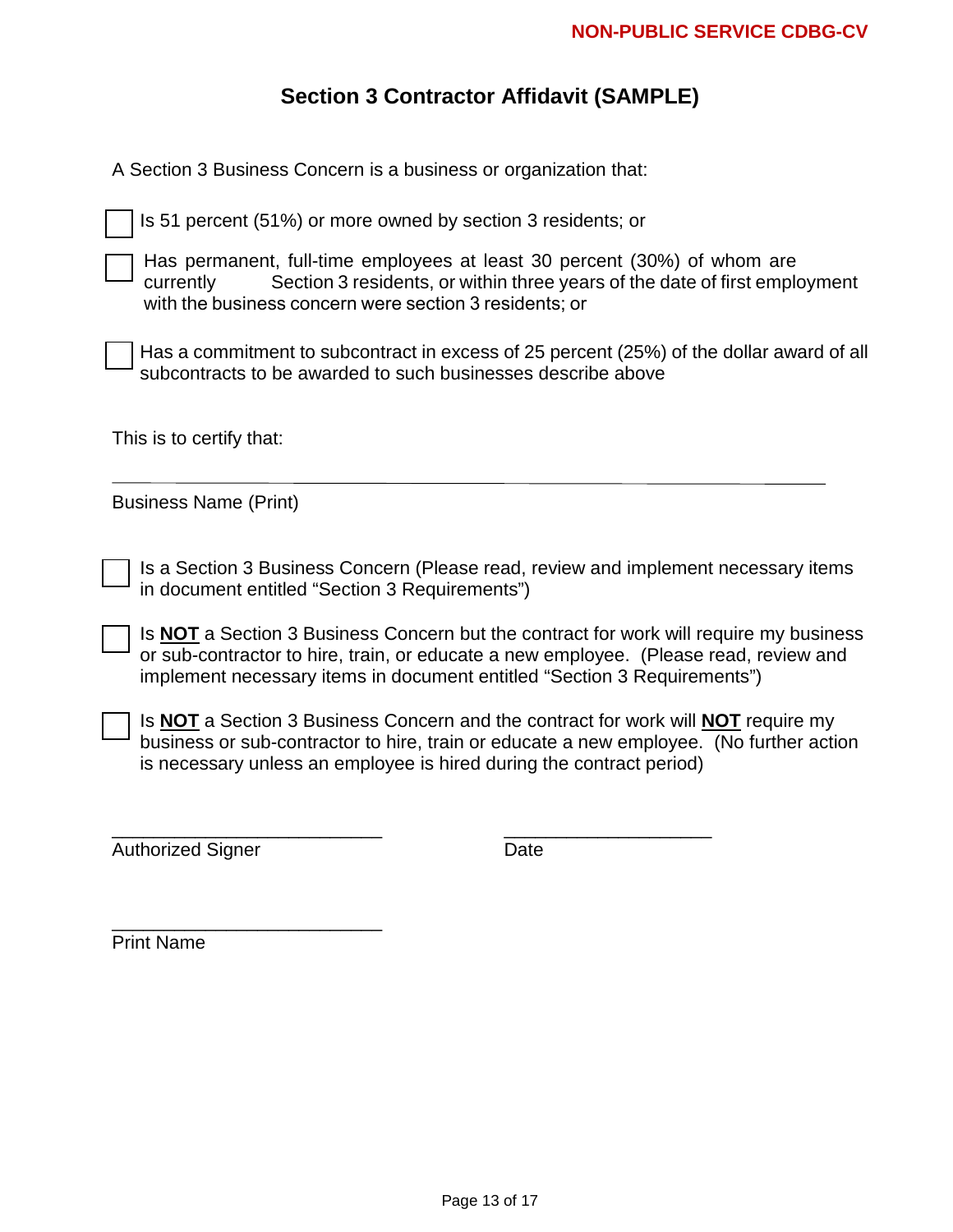NON-PUBLIC SERVICE CDBG-CV

# Section 3 Contractor Affidavit (SAMPLE)

A Section 3 Business Concern is a business or organization that:

- ☐ Is 51 percent (51%) or more owned by section 3 residents; or
- ☐ Has permanent, full-time employees at least 30 percent (30%) of whom are currently Section 3 residents, or within three years of the date of first employment with the business concern were section 3 residents; or
- ☐ Has a commitment to subcontract in excess of 25 percent (25%) of the dollar award of all subcontracts to be awarded to such businesses describe above

This is to certify that:

_______________________________________________________________

Business Name (Print)

- ☐ Is a Section 3 Business Concern (Please read, review and implement necessary items in document entitled "Section 3 Requirements")
- ☐ Is **NOT** a Section 3 Business Concern but the contract for work will require my business or sub-contractor to hire, train, or educate a new employee. (Please read, review and implement necessary items in document entitled "Section 3 Requirements")
- ☐ Is **NOT** a Section 3 Business Concern and the contract for work will **NOT** require my business or sub-contractor to hire, train or educate a new employee. (No further action is necessary unless an employee is hired during the contract period)

___________________________ ____________________

Authorized Signer Date

___________________________

Print Name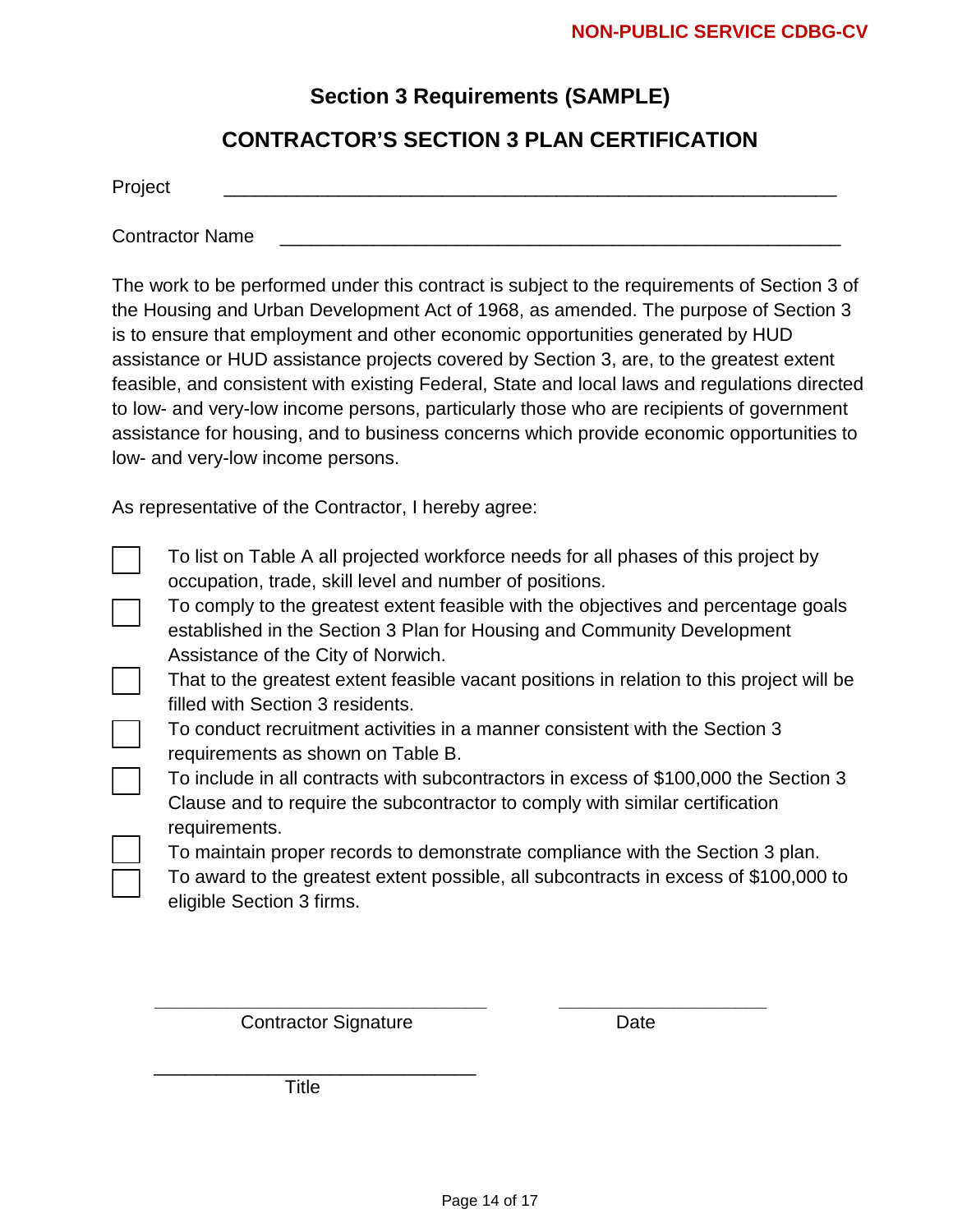NON-PUBLIC SERVICE CDBG-CV

## Section 3 Requirements (SAMPLE)

## CONTRACTOR'S SECTION 3 PLAN CERTIFICATION

Project ______________________________________________________________

Contractor Name ________________________________________________________

The work to be performed under this contract is subject to the requirements of Section 3 of the Housing and Urban Development Act of 1968, as amended. The purpose of Section 3 is to ensure that employment and other economic opportunities generated by HUD assistance or HUD assistance projects covered by Section 3, are, to the greatest extent feasible, and consistent with existing Federal, State and local laws and regulations directed to low- and very-low income persons, particularly those who are recipients of government assistance for housing, and to business concerns which provide economic opportunities to low- and very-low income persons.

As representative of the Contractor, I hereby agree:

- ☐ To list on Table A all projected workforce needs for all phases of this project by occupation, trade, skill level and number of positions.
- ☐ To comply to the greatest extent feasible with the objectives and percentage goals established in the Section 3 Plan for Housing and Community Development Assistance of the City of Norwich.
- ☐ That to the greatest extent feasible vacant positions in relation to this project will be filled with Section 3 residents.
- ☐ To conduct recruitment activities in a manner consistent with the Section 3 requirements as shown on Table B.
- ☐ To include in all contracts with subcontractors in excess of $100,000 the Section 3 Clause and to require the subcontractor to comply with similar certification requirements.
- ☐ To maintain proper records to demonstrate compliance with the Section 3 plan.
- ☐ To award to the greatest extent possible, all subcontracts in excess of $100,000 to eligible Section 3 firms.

_________________________________ _____________________

Contractor Signature Date

_________________________________

Title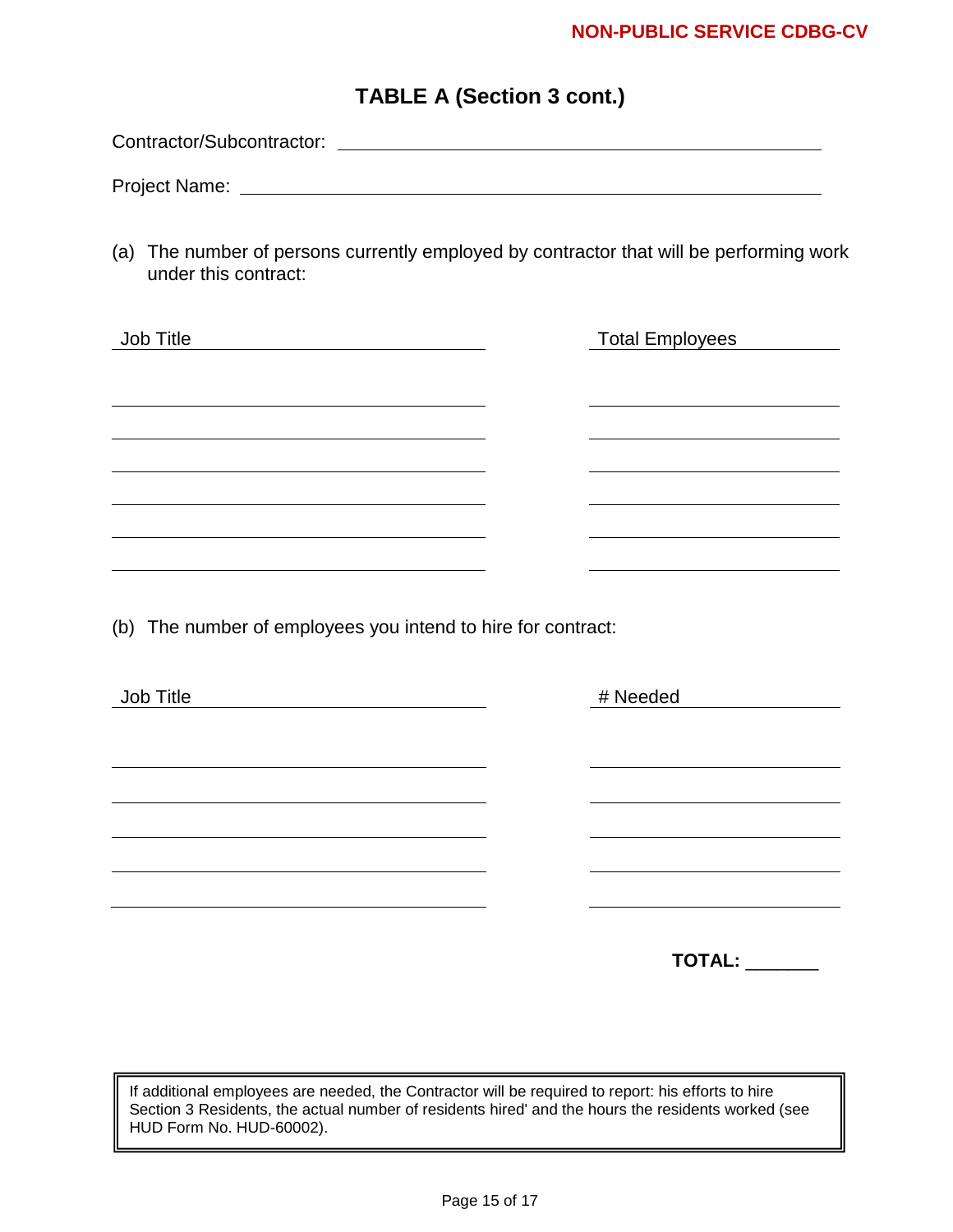NON-PUBLIC SERVICE CDBG-CV

## TABLE A (Section 3 cont.)

Contractor/Subcontractor: ____________________________________________

Project Name: ____________________________________________

(a) The number of persons currently employed by contractor that will be performing work under this contract:

| Job Title | Total Employees |
|---|---|
| | |
| | |
| | |
| | |
| | |
| | |

(b) The number of employees you intend to hire for contract:

| Job Title | # Needed |
|---|---|
| | |
| | |
| | |
| | |
| | |

**TOTAL:** _______

> If additional employees are needed, the Contractor will be required to report: his efforts to hire Section 3 Residents, the actual number of residents hired' and the hours the residents worked (see HUD Form No. HUD-60002).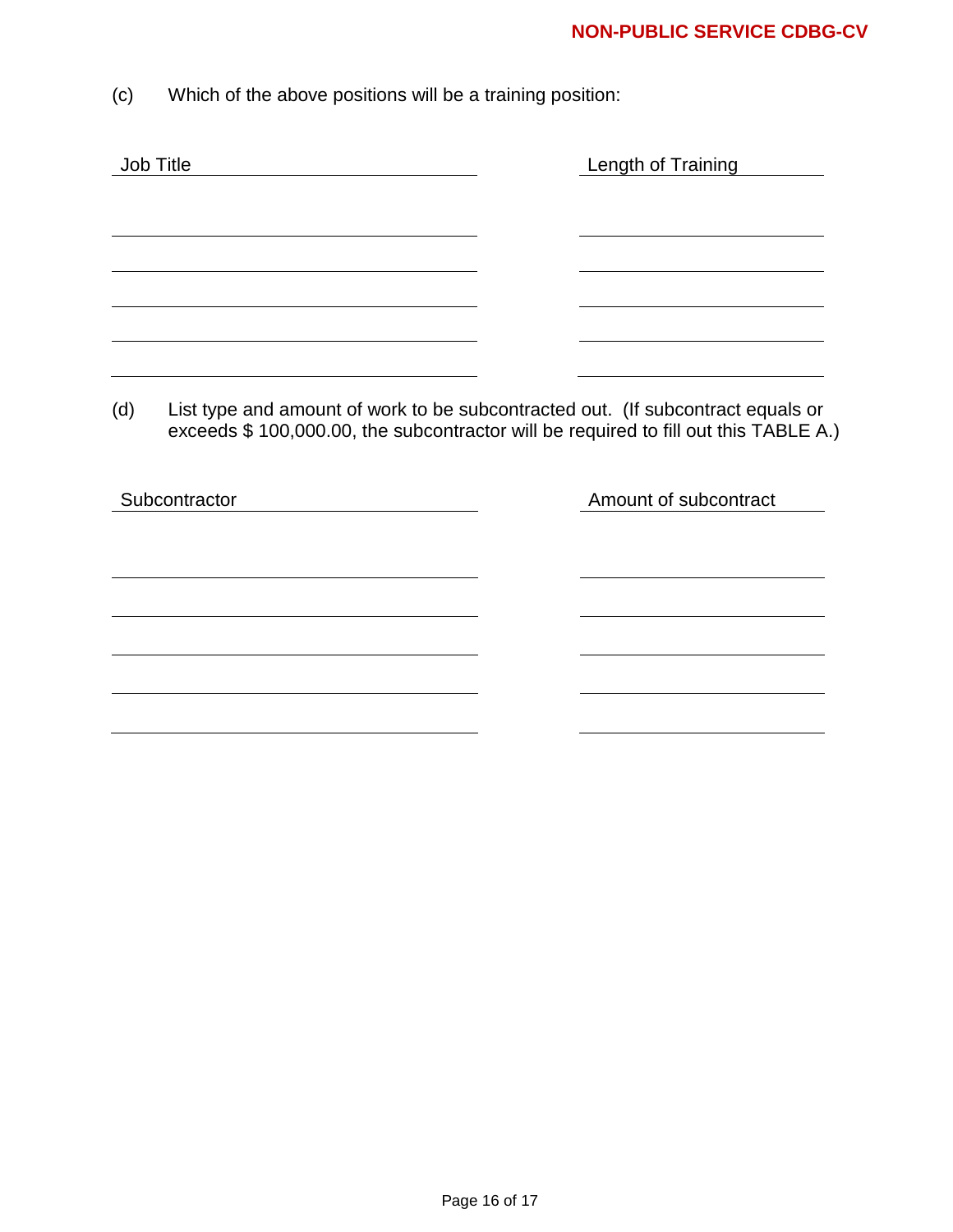(c) Which of the above positions will be a training position:

| Job Title | Length of Training |
|---|---|
| | |
| | |
| | |
| | |
| | |

(d) List type and amount of work to be subcontracted out. (If subcontract equals or exceeds $ 100,000.00, the subcontractor will be required to fill out this TABLE A.)

| Subcontractor | Amount of subcontract |
|---|---|
| | |
| | |
| | |
| | |
| | |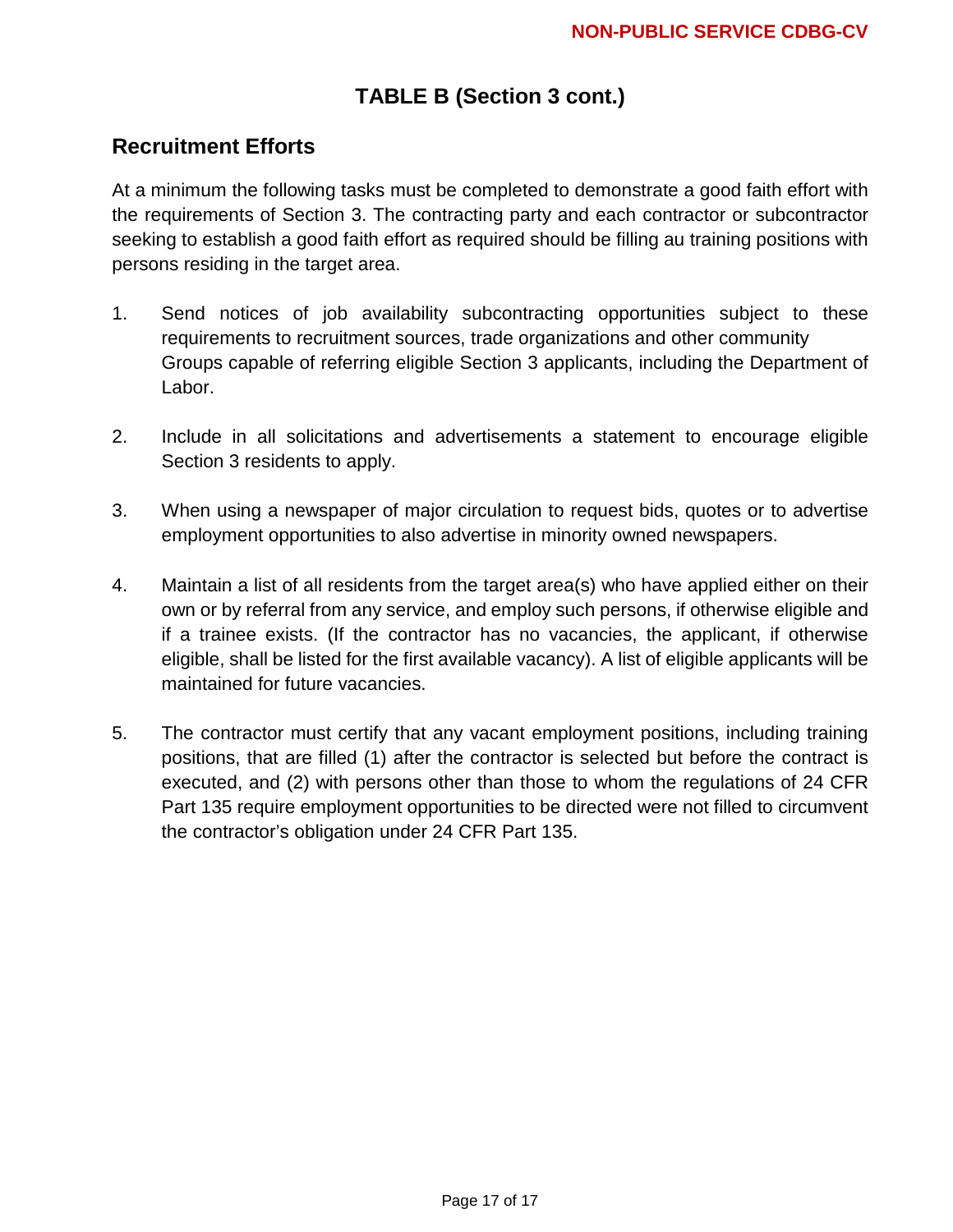# TABLE B (Section 3 cont.)

## Recruitment Efforts

At a minimum the following tasks must be completed to demonstrate a good faith effort with the requirements of Section 3. The contracting party and each contractor or subcontractor seeking to establish a good faith effort as required should be filling au training positions with persons residing in the target area.

1. Send notices of job availability subcontracting opportunities subject to these requirements to recruitment sources, trade organizations and other community Groups capable of referring eligible Section 3 applicants, including the Department of Labor.

2. Include in all solicitations and advertisements a statement to encourage eligible Section 3 residents to apply.

3. When using a newspaper of major circulation to request bids, quotes or to advertise employment opportunities to also advertise in minority owned newspapers.

4. Maintain a list of all residents from the target area(s) who have applied either on their own or by referral from any service, and employ such persons, if otherwise eligible and if a trainee exists. (If the contractor has no vacancies, the applicant, if otherwise eligible, shall be listed for the first available vacancy). A list of eligible applicants will be maintained for future vacancies.

5. The contractor must certify that any vacant employment positions, including training positions, that are filled (1) after the contractor is selected but before the contract is executed, and (2) with persons other than those to whom the regulations of 24 CFR Part 135 require employment opportunities to be directed were not filled to circumvent the contractor's obligation under 24 CFR Part 135.